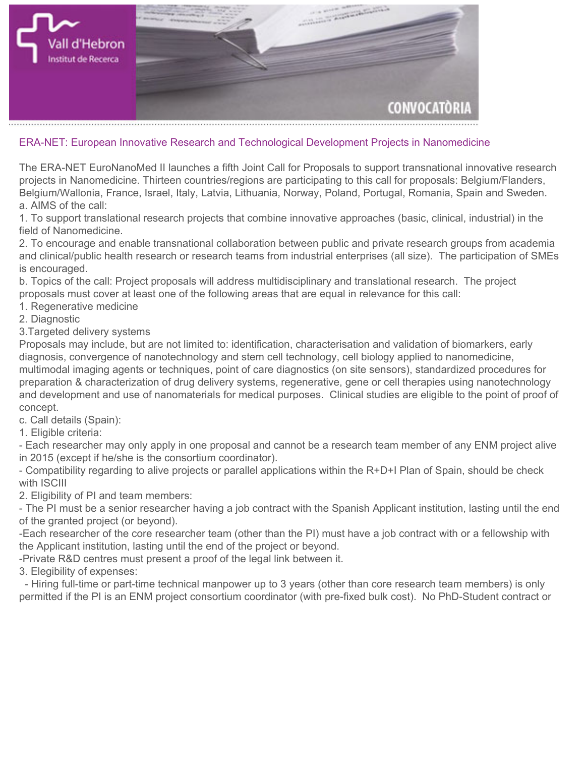## ERA-NET: European Innovative Research and Technological Development Projects in Nanomedicine

The ERA-NET EuroNanoMed II launches a fifth Joint Call for Proposals to support transnational innovative research projects in Nanomedicine. Thirteen countries/regions are participating to this call for proposals: Belgium/Flanders, Belgium/Wallonia, France, Israel, Italy, Latvia, Lithuania, Norway, Poland, Portugal, Romania, Spain and Sweden.

a. AIMS of the call:

1. To support translational research projects that combine innovative approaches (basic, clinical, industrial) in the field of Nanomedicine.
2. To encourage and enable transnational collaboration between public and private research groups from academia and clinical/public health research or research teams from industrial enterprises (all size). The participation of SMEs is encouraged.

b. Topics of the call: Project proposals will address multidisciplinary and translational research. The project proposals must cover at least one of the following areas that are equal in relevance for this call:

1. Regenerative medicine
2. Diagnostic
3. Targeted delivery systems

Proposals may include, but are not limited to: identification, characterisation and validation of biomarkers, early diagnosis, convergence of nanotechnology and stem cell technology, cell biology applied to nanomedicine, multimodal imaging agents or techniques, point of care diagnostics (on site sensors), standardized procedures for preparation & characterization of drug delivery systems, regenerative, gene or cell therapies using nanotechnology and development and use of nanomaterials for medical purposes. Clinical studies are eligible to the point of proof of concept.

c. Call details (Spain):

1. Eligible criteria:
   - Each researcher may only apply in one proposal and cannot be a research team member of any ENM project alive in 2015 (except if he/she is the consortium coordinator).
   - Compatibility regarding to alive projects or parallel applications within the R+D+I Plan of Spain, should be check with ISCIII
2. Eligibility of PI and team members:
   - The PI must be a senior researcher having a job contract with the Spanish Applicant institution, lasting until the end of the granted project (or beyond).
   - Each researcher of the core researcher team (other than the PI) must have a job contract with or a fellowship with the Applicant institution, lasting until the end of the project or beyond.
   - Private R&D centres must present a proof of the legal link between it.
3. Elegibility of expenses:
   - Hiring full-time or part-time technical manpower up to 3 years (other than core research team members) is only permitted if the PI is an ENM project consortium coordinator (with pre-fixed bulk cost). No PhD-Student contract or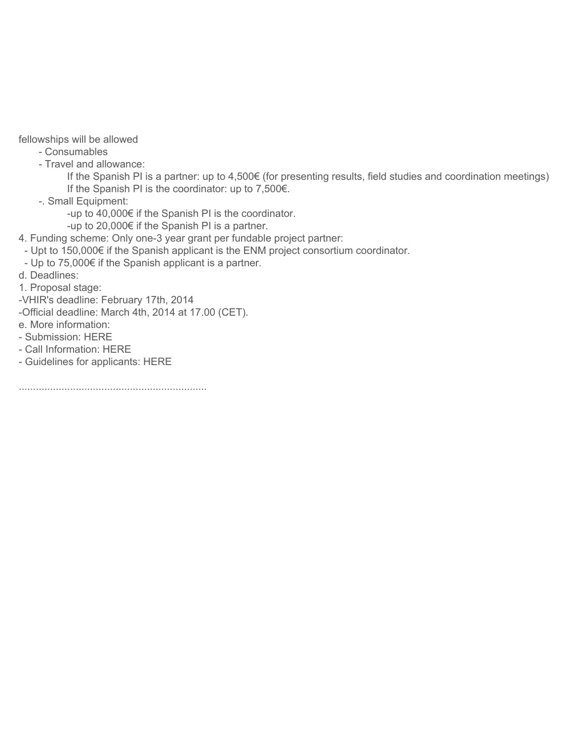fellowships will be allowed

- Consumables
- Travel and allowance:
  - If the Spanish PI is a partner: up to 4,500€ (for presenting results, field studies and coordination meetings)
  - If the Spanish PI is the coordinator: up to 7,500€.
- -. Small Equipment:
  - -up to 40,000€ if the Spanish PI is the coordinator.
  - -up to 20,000€ if the Spanish PI is a partner.

4. Funding scheme: Only one-3 year grant per fundable project partner:
  - Upt to 150,000€ if the Spanish applicant is the ENM project consortium coordinator.
  - Up to 75,000€ if the Spanish applicant is a partner.

d. Deadlines:

1. Proposal stage:

-VHIR's deadline: February 17th, 2014

-Official deadline: March 4th, 2014 at 17.00 (CET).

e. More information:

- Submission: HERE
- Call Information: HERE
- Guidelines for applicants: HERE

.................................................................